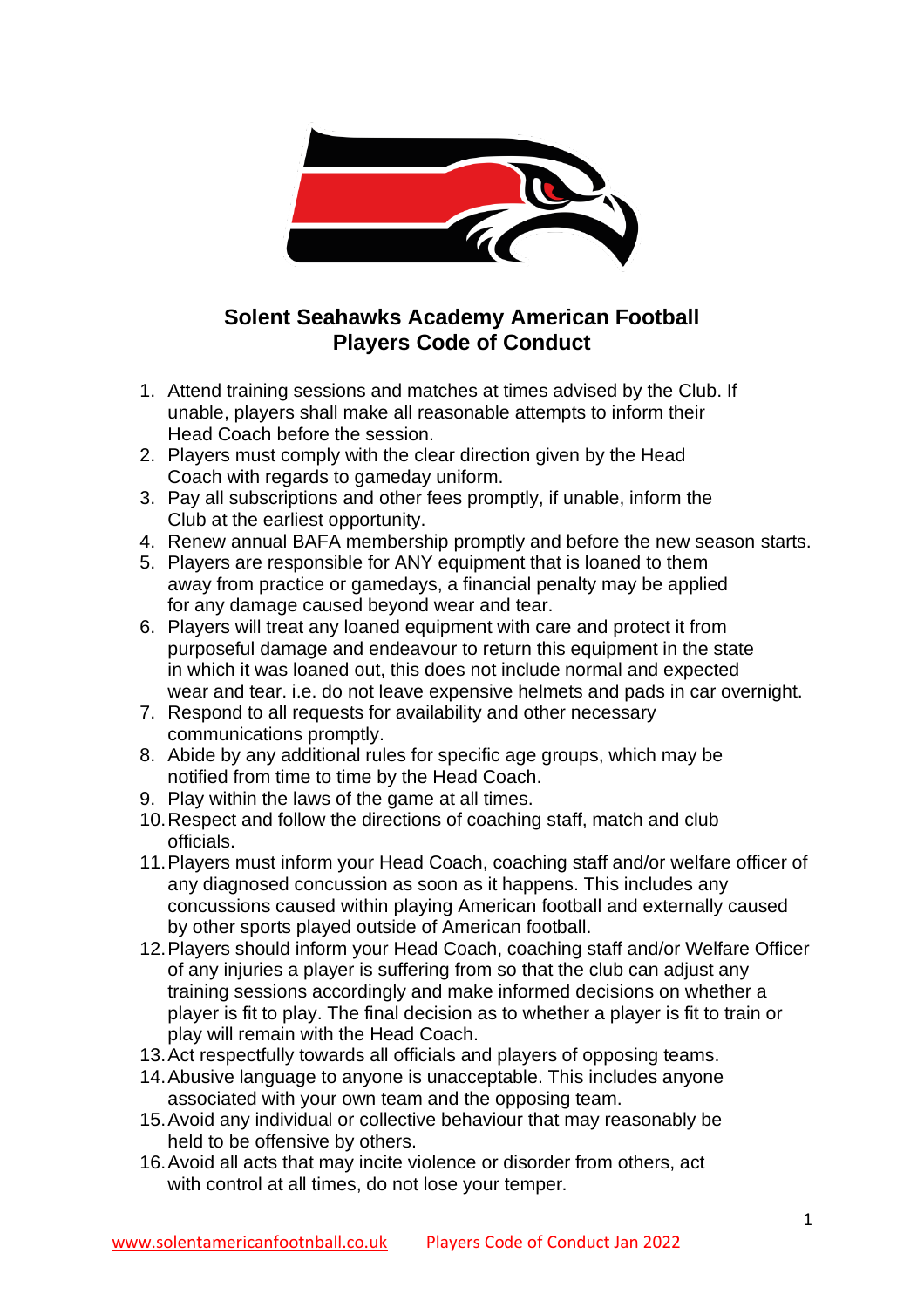# Solent Seahawks Academy American Football
# Players Code of Conduct

1. Attend training sessions and matches at times advised by the Club. If unable, players shall make all reasonable attempts to inform their Head Coach before the session.
2. Players must comply with the clear direction given by the Head Coach with regards to gameday uniform.
3. Pay all subscriptions and other fees promptly, if unable, inform the Club at the earliest opportunity.
4. Renew annual BAFA membership promptly and before the new season starts.
5. Players are responsible for ANY equipment that is loaned to them away from practice or gamedays, a financial penalty may be applied for any damage caused beyond wear and tear.
6. Players will treat any loaned equipment with care and protect it from purposeful damage and endeavour to return this equipment in the state in which it was loaned out, this does not include normal and expected wear and tear. i.e. do not leave expensive helmets and pads in car overnight.
7. Respond to all requests for availability and other necessary communications promptly.
8. Abide by any additional rules for specific age groups, which may be notified from time to time by the Head Coach.
9. Play within the laws of the game at all times.
10. Respect and follow the directions of coaching staff, match and club officials.
11. Players must inform your Head Coach, coaching staff and/or welfare officer of any diagnosed concussion as soon as it happens. This includes any concussions caused within playing American football and externally caused by other sports played outside of American football.
12. Players should inform your Head Coach, coaching staff and/or Welfare Officer of any injuries a player is suffering from so that the club can adjust any training sessions accordingly and make informed decisions on whether a player is fit to play. The final decision as to whether a player is fit to train or play will remain with the Head Coach.
13. Act respectfully towards all officials and players of opposing teams.
14. Abusive language to anyone is unacceptable. This includes anyone associated with your own team and the opposing team.
15. Avoid any individual or collective behaviour that may reasonably be held to be offensive by others.
16. Avoid all acts that may incite violence or disorder from others, act with control at all times, do not lose your temper.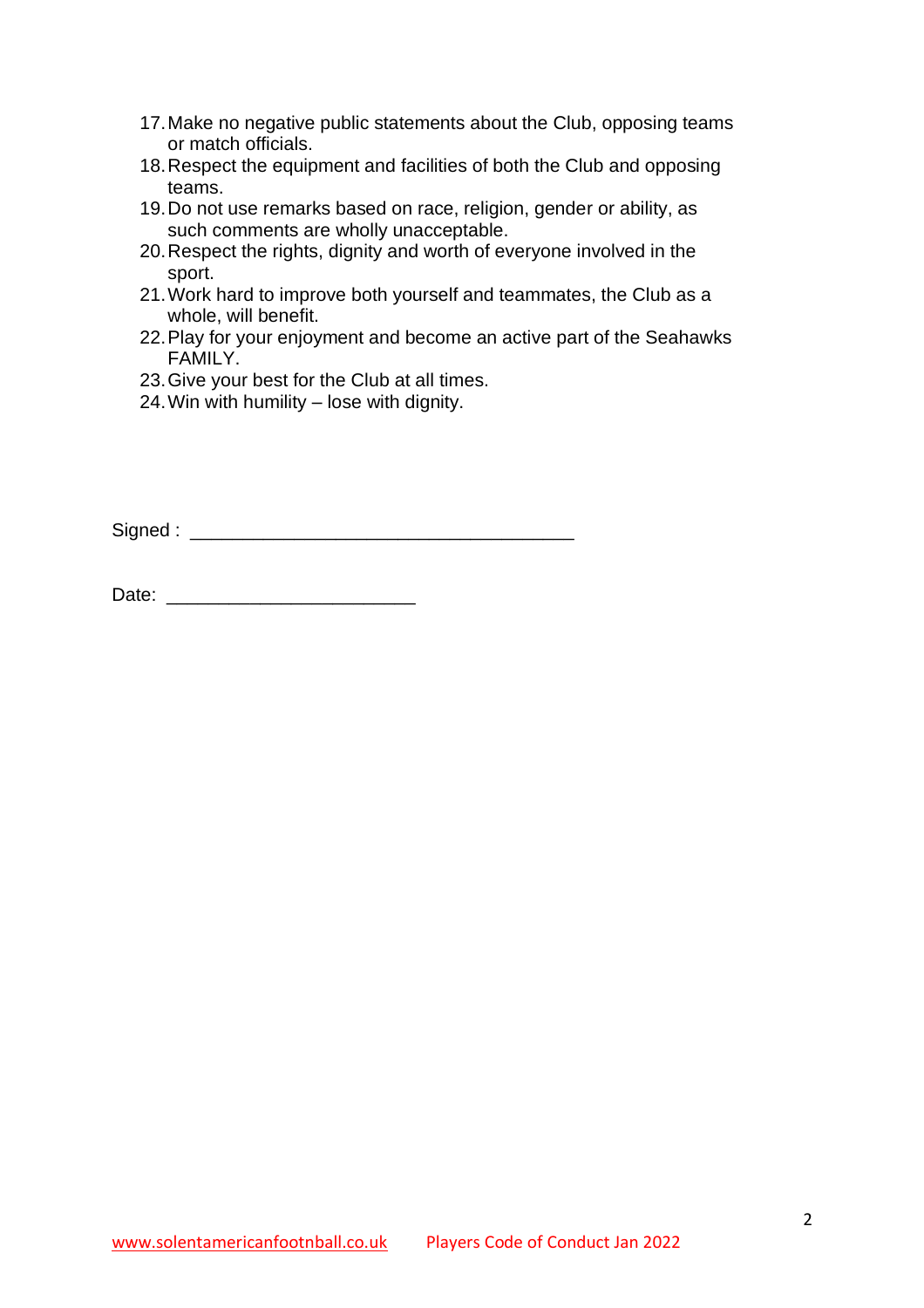17. Make no negative public statements about the Club, opposing teams or match officials.
18. Respect the equipment and facilities of both the Club and opposing teams.
19. Do not use remarks based on race, religion, gender or ability, as such comments are wholly unacceptable.
20. Respect the rights, dignity and worth of everyone involved in the sport.
21. Work hard to improve both yourself and teammates, the Club as a whole, will benefit.
22. Play for your enjoyment and become an active part of the Seahawks FAMILY.
23. Give your best for the Club at all times.
24. Win with humility – lose with dignity.

Signed : ___________________________________

Date: _______________________